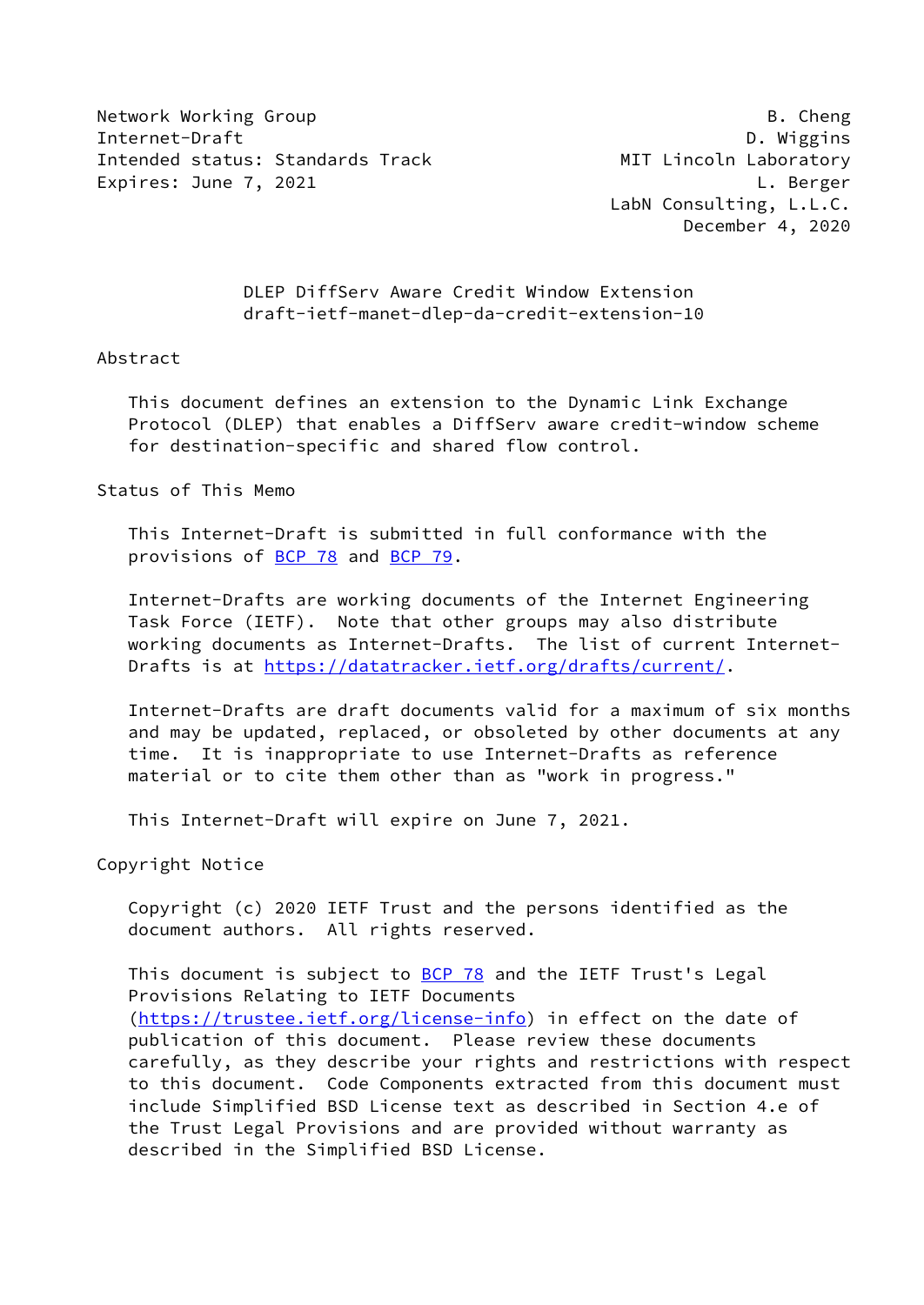Network Working Group B. Cheng
Internet-Draft D. Wiggins
Intended status: Standards Track MIT Lincoln Laboratory
Expires: June 7, 2021 L. Berger
LabN Consulting, L.L.C.
December 4, 2020

# DLEP DiffServ Aware Credit Window Extension
draft-ietf-manet-dlep-da-credit-extension-10

## Abstract

This document defines an extension to the Dynamic Link Exchange Protocol (DLEP) that enables a DiffServ aware credit-window scheme for destination-specific and shared flow control.

## Status of This Memo

This Internet-Draft is submitted in full conformance with the provisions of BCP 78 and BCP 79.

Internet-Drafts are working documents of the Internet Engineering Task Force (IETF). Note that other groups may also distribute working documents as Internet-Drafts. The list of current Internet-Drafts is at https://datatracker.ietf.org/drafts/current/.

Internet-Drafts are draft documents valid for a maximum of six months and may be updated, replaced, or obsoleted by other documents at any time. It is inappropriate to use Internet-Drafts as reference material or to cite them other than as "work in progress."

This Internet-Draft will expire on June 7, 2021.

## Copyright Notice

Copyright (c) 2020 IETF Trust and the persons identified as the document authors. All rights reserved.

This document is subject to BCP 78 and the IETF Trust's Legal Provisions Relating to IETF Documents (https://trustee.ietf.org/license-info) in effect on the date of publication of this document. Please review these documents carefully, as they describe your rights and restrictions with respect to this document. Code Components extracted from this document must include Simplified BSD License text as described in Section 4.e of the Trust Legal Provisions and are provided without warranty as described in the Simplified BSD License.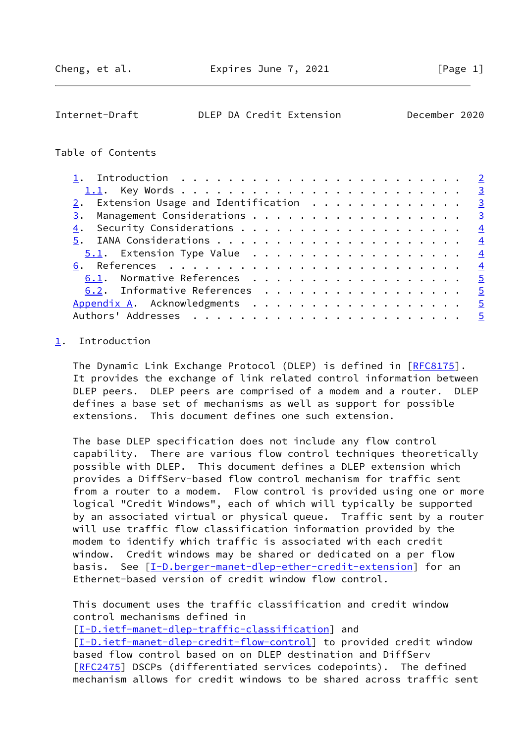Table of Contents

1. Introduction . . . . . . . . . . . . . . . . . . . . . . . . 2
   1.1. Key Words . . . . . . . . . . . . . . . . . . . . . . . 3
2. Extension Usage and Identification . . . . . . . . . . . . . 3
3. Management Considerations . . . . . . . . . . . . . . . . . . 3
4. Security Considerations . . . . . . . . . . . . . . . . . . . 4
5. IANA Considerations . . . . . . . . . . . . . . . . . . . . . 4
   5.1. Extension Type Value . . . . . . . . . . . . . . . . . . 4
6. References . . . . . . . . . . . . . . . . . . . . . . . . . 4
   6.1. Normative References . . . . . . . . . . . . . . . . . . 5
   6.2. Informative References . . . . . . . . . . . . . . . . . 5
Appendix A. Acknowledgments . . . . . . . . . . . . . . . . . . . 5
Authors' Addresses . . . . . . . . . . . . . . . . . . . . . . . 5

## 1. Introduction

The Dynamic Link Exchange Protocol (DLEP) is defined in [RFC8175]. It provides the exchange of link related control information between DLEP peers. DLEP peers are comprised of a modem and a router. DLEP defines a base set of mechanisms as well as support for possible extensions. This document defines one such extension.

The base DLEP specification does not include any flow control capability. There are various flow control techniques theoretically possible with DLEP. This document defines a DLEP extension which provides a DiffServ-based flow control mechanism for traffic sent from a router to a modem. Flow control is provided using one or more logical "Credit Windows", each of which will typically be supported by an associated virtual or physical queue. Traffic sent by a router will use traffic flow classification information provided by the modem to identify which traffic is associated with each credit window. Credit windows may be shared or dedicated on a per flow basis. See [I-D.berger-manet-dlep-ether-credit-extension] for an Ethernet-based version of credit window flow control.

This document uses the traffic classification and credit window control mechanisms defined in [I-D.ietf-manet-dlep-traffic-classification] and [I-D.ietf-manet-dlep-credit-flow-control] to provided credit window based flow control based on on DLEP destination and DiffServ [RFC2475] DSCPs (differentiated services codepoints). The defined mechanism allows for credit windows to be shared across traffic sent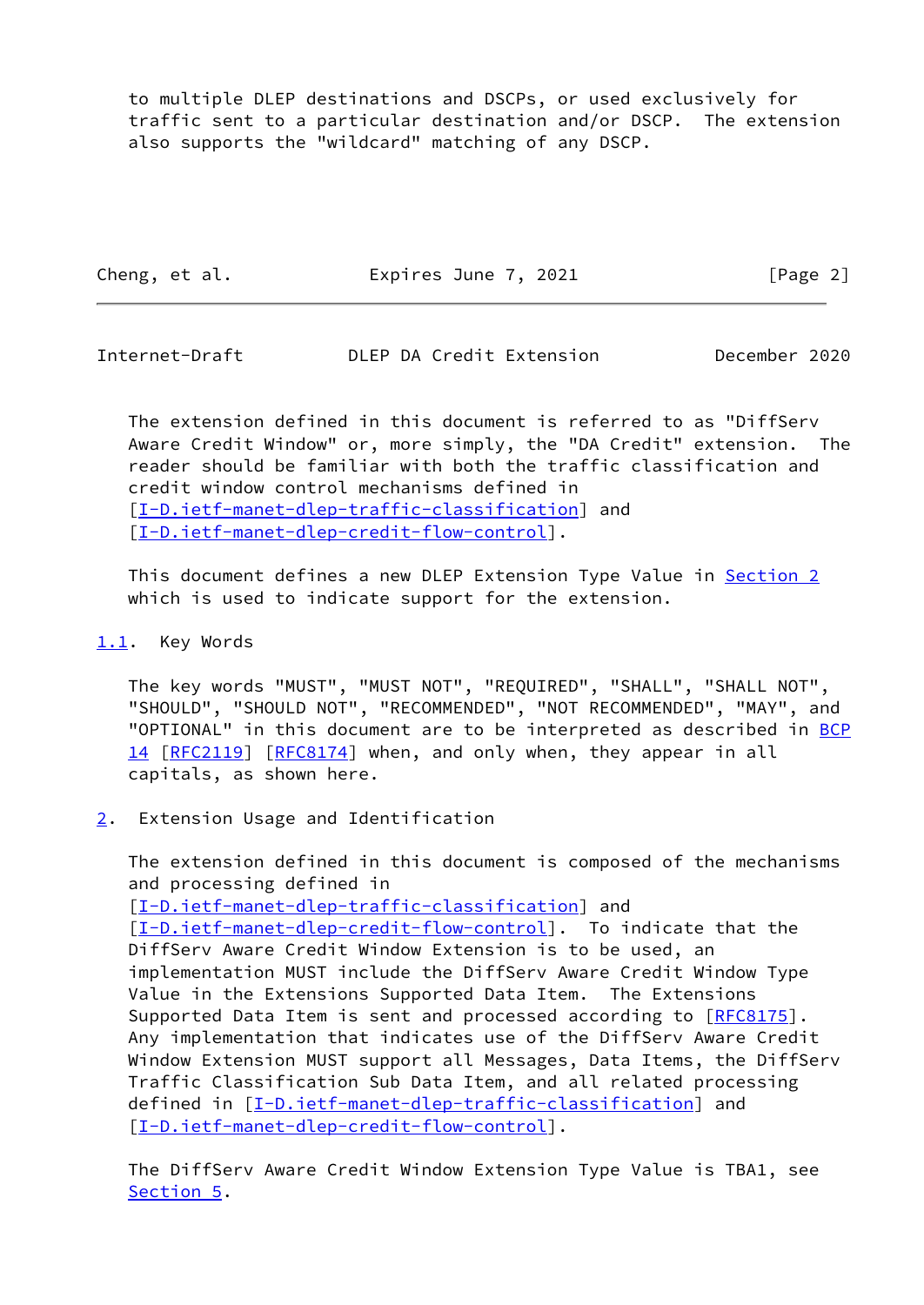to multiple DLEP destinations and DSCPs, or used exclusively for traffic sent to a particular destination and/or DSCP. The extension also supports the "wildcard" matching of any DSCP.

The extension defined in this document is referred to as "DiffServ Aware Credit Window" or, more simply, the "DA Credit" extension. The reader should be familiar with both the traffic classification and credit window control mechanisms defined in [I-D.ietf-manet-dlep-traffic-classification] and [I-D.ietf-manet-dlep-credit-flow-control].

This document defines a new DLEP Extension Type Value in Section 2 which is used to indicate support for the extension.

### 1.1. Key Words

The key words "MUST", "MUST NOT", "REQUIRED", "SHALL", "SHALL NOT", "SHOULD", "SHOULD NOT", "RECOMMENDED", "NOT RECOMMENDED", "MAY", and "OPTIONAL" in this document are to be interpreted as described in BCP 14 [RFC2119] [RFC8174] when, and only when, they appear in all capitals, as shown here.

## 2. Extension Usage and Identification

The extension defined in this document is composed of the mechanisms and processing defined in [I-D.ietf-manet-dlep-traffic-classification] and [I-D.ietf-manet-dlep-credit-flow-control]. To indicate that the DiffServ Aware Credit Window Extension is to be used, an implementation MUST include the DiffServ Aware Credit Window Type Value in the Extensions Supported Data Item. The Extensions Supported Data Item is sent and processed according to [RFC8175]. Any implementation that indicates use of the DiffServ Aware Credit Window Extension MUST support all Messages, Data Items, the DiffServ Traffic Classification Sub Data Item, and all related processing defined in [I-D.ietf-manet-dlep-traffic-classification] and [I-D.ietf-manet-dlep-credit-flow-control].

The DiffServ Aware Credit Window Extension Type Value is TBA1, see Section 5.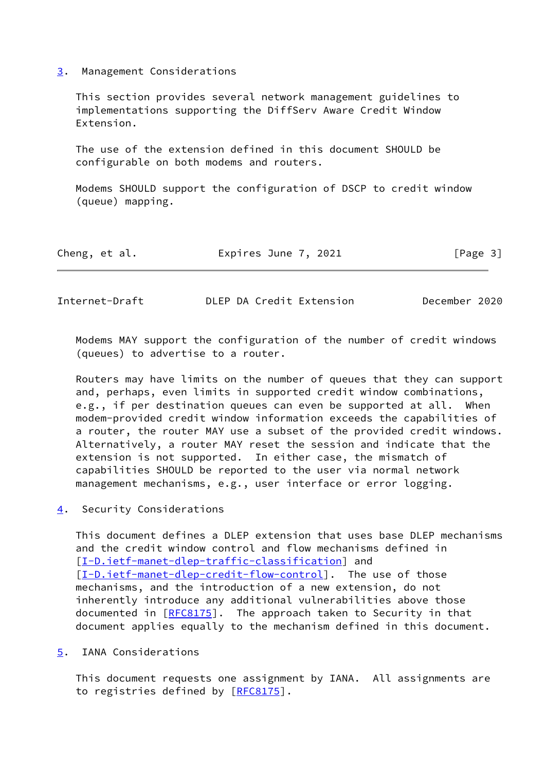## 3. Management Considerations

This section provides several network management guidelines to implementations supporting the DiffServ Aware Credit Window Extension.

The use of the extension defined in this document SHOULD be configurable on both modems and routers.

Modems SHOULD support the configuration of DSCP to credit window (queue) mapping.

Modems MAY support the configuration of the number of credit windows (queues) to advertise to a router.

Routers may have limits on the number of queues that they can support and, perhaps, even limits in supported credit window combinations, e.g., if per destination queues can even be supported at all. When modem-provided credit window information exceeds the capabilities of a router, the router MAY use a subset of the provided credit windows. Alternatively, a router MAY reset the session and indicate that the extension is not supported. In either case, the mismatch of capabilities SHOULD be reported to the user via normal network management mechanisms, e.g., user interface or error logging.

## 4. Security Considerations

This document defines a DLEP extension that uses base DLEP mechanisms and the credit window control and flow mechanisms defined in [I-D.ietf-manet-dlep-traffic-classification] and [I-D.ietf-manet-dlep-credit-flow-control]. The use of those mechanisms, and the introduction of a new extension, do not inherently introduce any additional vulnerabilities above those documented in [RFC8175]. The approach taken to Security in that document applies equally to the mechanism defined in this document.

## 5. IANA Considerations

This document requests one assignment by IANA. All assignments are to registries defined by [RFC8175].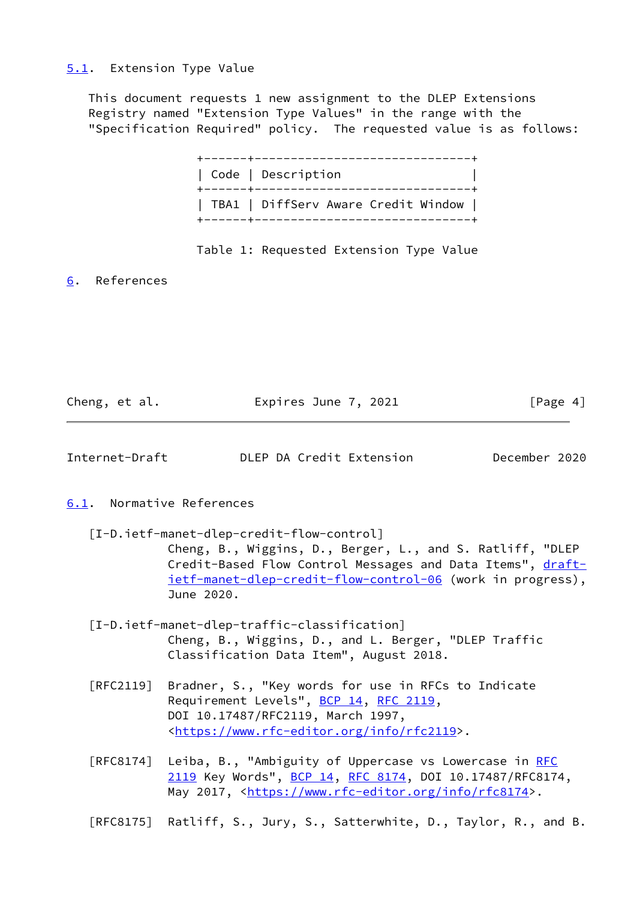### 5.1. Extension Type Value

This document requests 1 new assignment to the DLEP Extensions Registry named "Extension Type Values" in the range with the "Specification Required" policy. The requested value is as follows:

| Code | Description |
| --- | --- |
| TBA1 | DiffServ Aware Credit Window |

Table 1: Requested Extension Type Value

## 6. References

### 6.1. Normative References

[I-D.ietf-manet-dlep-credit-flow-control]
Cheng, B., Wiggins, D., Berger, L., and S. Ratliff, "DLEP Credit-Based Flow Control Messages and Data Items", draft-ietf-manet-dlep-credit-flow-control-06 (work in progress), June 2020.

[I-D.ietf-manet-dlep-traffic-classification]
Cheng, B., Wiggins, D., and L. Berger, "DLEP Traffic Classification Data Item", August 2018.

[RFC2119] Bradner, S., "Key words for use in RFCs to Indicate Requirement Levels", BCP 14, RFC 2119, DOI 10.17487/RFC2119, March 1997, <https://www.rfc-editor.org/info/rfc2119>.

[RFC8174] Leiba, B., "Ambiguity of Uppercase vs Lowercase in RFC 2119 Key Words", BCP 14, RFC 8174, DOI 10.17487/RFC8174, May 2017, <https://www.rfc-editor.org/info/rfc8174>.

[RFC8175] Ratliff, S., Jury, S., Satterwhite, D., Taylor, R., and B.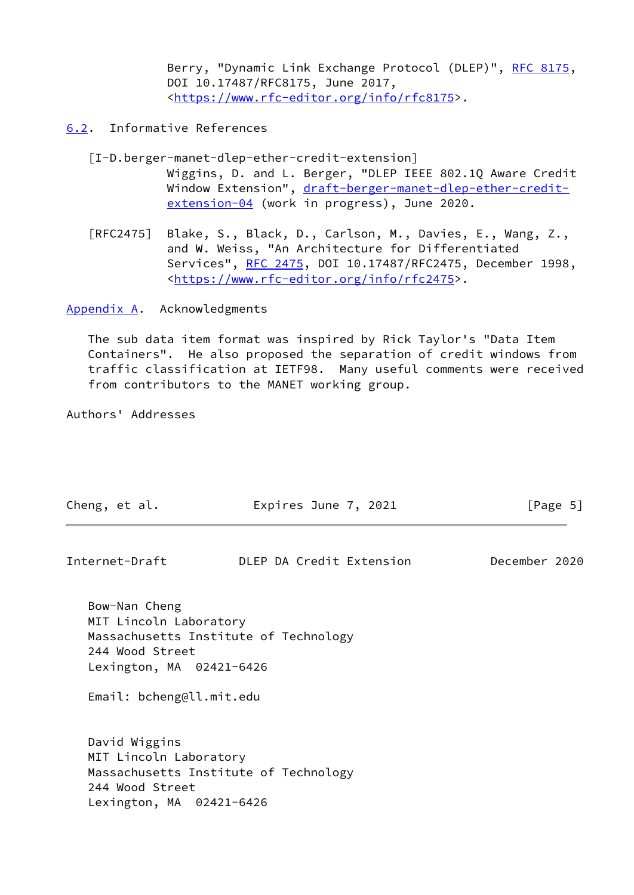Berry, "Dynamic Link Exchange Protocol (DLEP)", RFC 8175, DOI 10.17487/RFC8175, June 2017, <https://www.rfc-editor.org/info/rfc8175>.

## 6.2. Informative References

[I-D.berger-manet-dlep-ether-credit-extension]
Wiggins, D. and L. Berger, "DLEP IEEE 802.1Q Aware Credit Window Extension", draft-berger-manet-dlep-ether-credit-extension-04 (work in progress), June 2020.

[RFC2475] Blake, S., Black, D., Carlson, M., Davies, E., Wang, Z., and W. Weiss, "An Architecture for Differentiated Services", RFC 2475, DOI 10.17487/RFC2475, December 1998, <https://www.rfc-editor.org/info/rfc2475>.

# Appendix A. Acknowledgments

The sub data item format was inspired by Rick Taylor's "Data Item Containers". He also proposed the separation of credit windows from traffic classification at IETF98. Many useful comments were received from contributors to the MANET working group.

# Authors' Addresses

Bow-Nan Cheng
MIT Lincoln Laboratory
Massachusetts Institute of Technology
244 Wood Street
Lexington, MA 02421-6426

Email: bcheng@ll.mit.edu

David Wiggins
MIT Lincoln Laboratory
Massachusetts Institute of Technology
244 Wood Street
Lexington, MA 02421-6426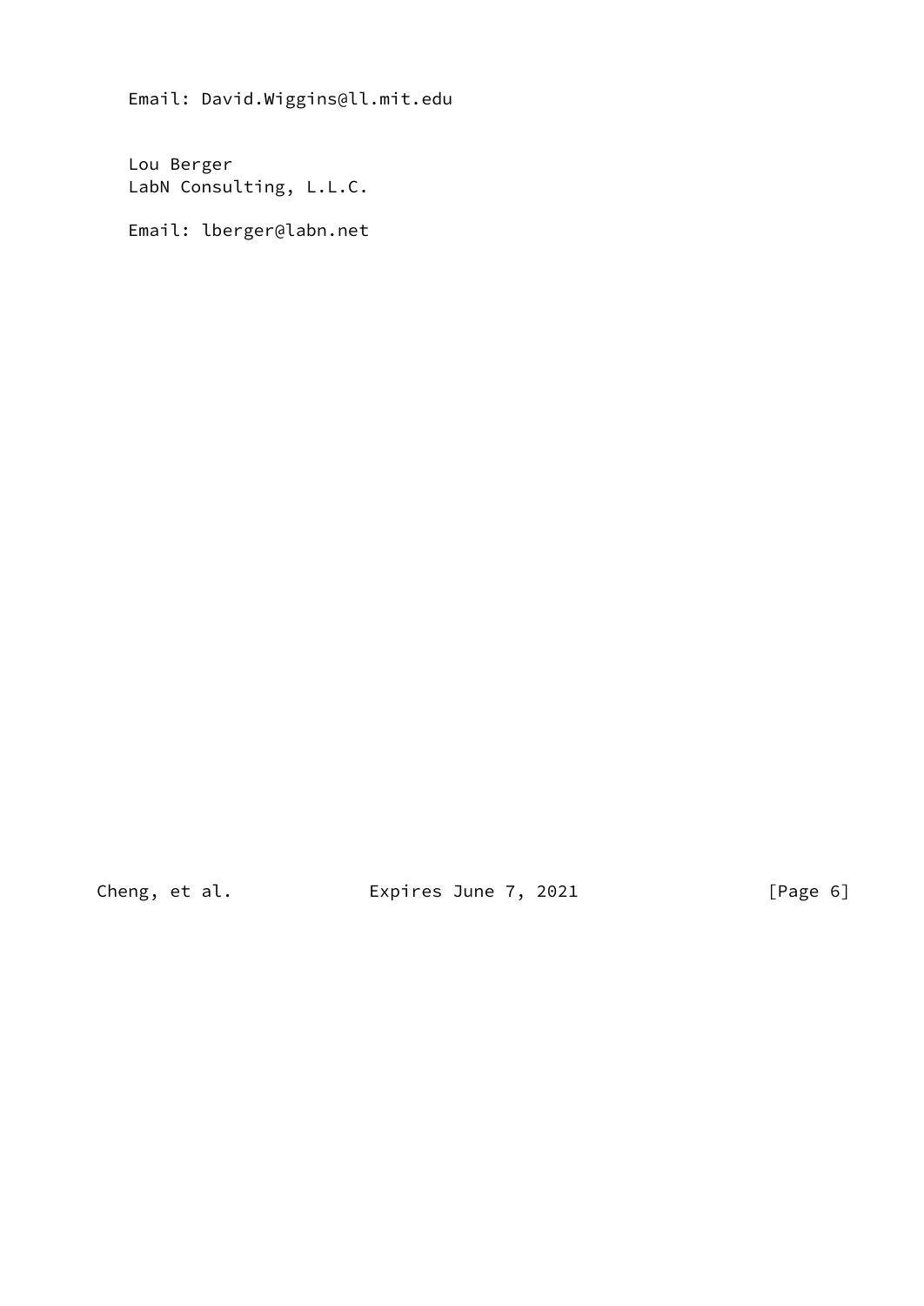Email: David.Wiggins@ll.mit.edu

Lou Berger
LabN Consulting, L.L.C.

Email: lberger@labn.net